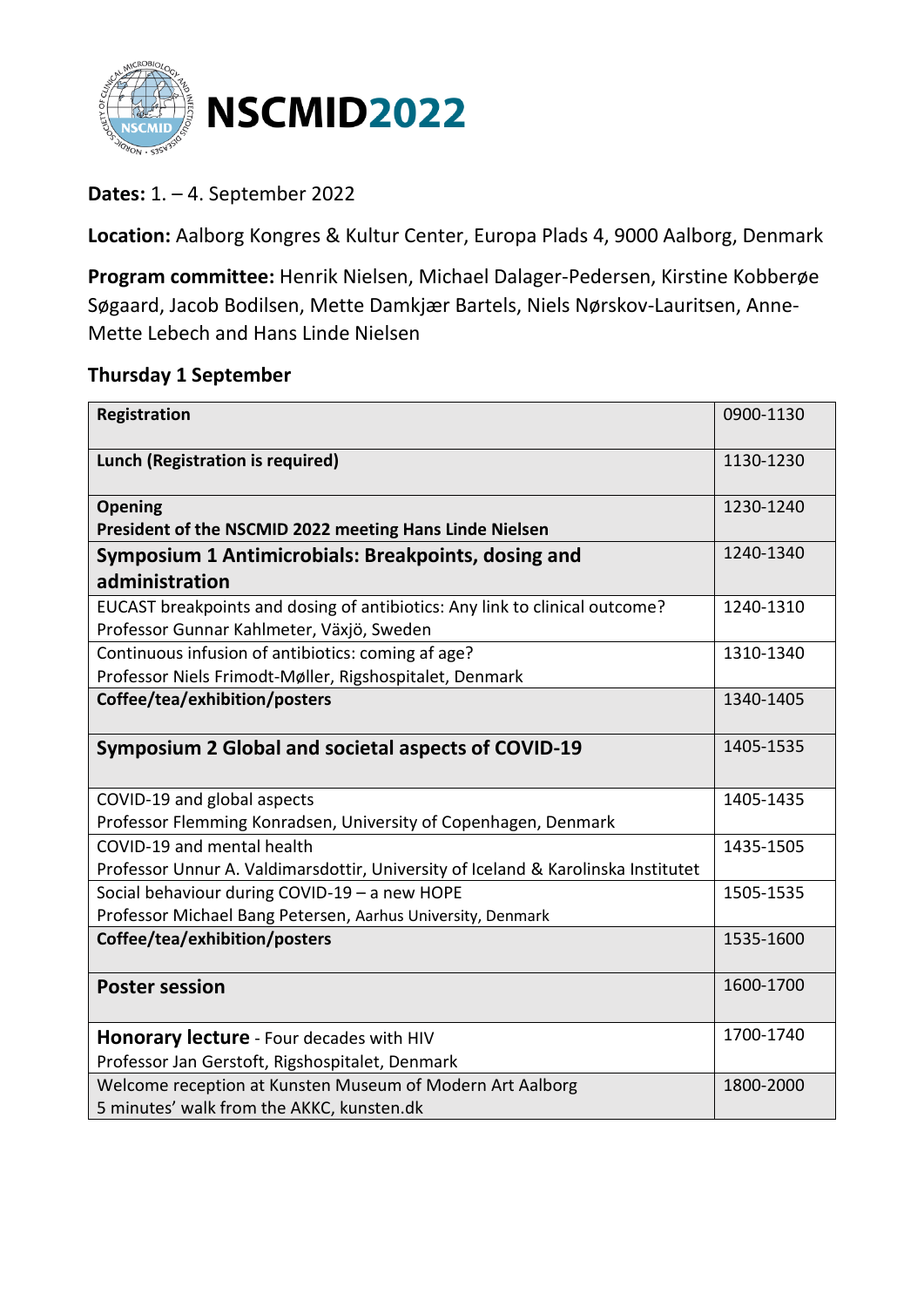# NSCMID2022

**Dates:** 1. – 4. September 2022

**Location:** Aalborg Kongres & Kultur Center, Europa Plads 4, 9000 Aalborg, Denmark

**Program committee:** Henrik Nielsen, Michael Dalager-Pedersen, Kirstine Kobberøe Søgaard, Jacob Bodilsen, Mette Damkjær Bartels, Niels Nørskov-Lauritsen, Anne-Mette Lebech and Hans Linde Nielsen

## Thursday 1 September

| | |
|---|---|
| **Registration** | 0900-1130 |
| **Lunch (Registration is required)** | 1130-1230 |
| **Opening**<br>**President of the NSCMID 2022 meeting Hans Linde Nielsen** | 1230-1240 |
| **Symposium 1 Antimicrobials: Breakpoints, dosing and administration** | 1240-1340 |
| EUCAST breakpoints and dosing of antibiotics: Any link to clinical outcome?<br>Professor Gunnar Kahlmeter, Växjö, Sweden | 1240-1310 |
| Continuous infusion of antibiotics: coming af age?<br>Professor Niels Frimodt-Møller, Rigshospitalet, Denmark | 1310-1340 |
| **Coffee/tea/exhibition/posters** | 1340-1405 |
| **Symposium 2 Global and societal aspects of COVID-19** | 1405-1535 |
| COVID-19 and global aspects<br>Professor Flemming Konradsen, University of Copenhagen, Denmark | 1405-1435 |
| COVID-19 and mental health<br>Professor Unnur A. Valdimarsdottir, University of Iceland & Karolinska Institutet | 1435-1505 |
| Social behaviour during COVID-19 – a new HOPE<br>Professor Michael Bang Petersen, Aarhus University, Denmark | 1505-1535 |
| **Coffee/tea/exhibition/posters** | 1535-1600 |
| **Poster session** | 1600-1700 |
| **Honorary lecture** - Four decades with HIV<br>Professor Jan Gerstoft, Rigshospitalet, Denmark | 1700-1740 |
| Welcome reception at Kunsten Museum of Modern Art Aalborg<br>5 minutes' walk from the AKKC, kunsten.dk | 1800-2000 |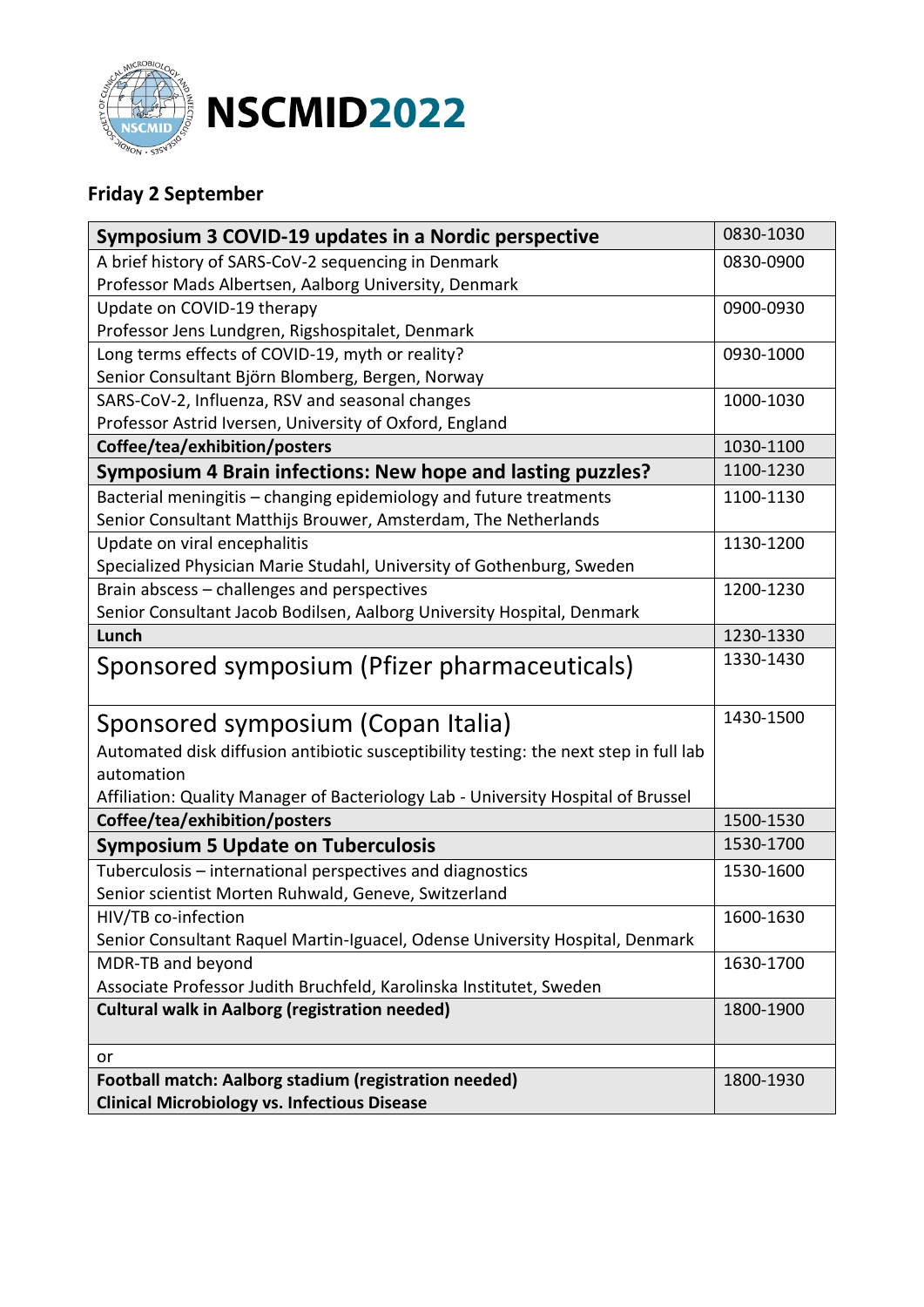# NSCMID2022

## Friday 2 September

| **Symposium 3 COVID-19 updates in a Nordic perspective** | 0830-1030 |
|---|---|
| A brief history of SARS-CoV-2 sequencing in Denmark<br>Professor Mads Albertsen, Aalborg University, Denmark | 0830-0900 |
| Update on COVID-19 therapy<br>Professor Jens Lundgren, Rigshospitalet, Denmark | 0900-0930 |
| Long terms effects of COVID-19, myth or reality?<br>Senior Consultant Björn Blomberg, Bergen, Norway | 0930-1000 |
| SARS-CoV-2, Influenza, RSV and seasonal changes<br>Professor Astrid Iversen, University of Oxford, England | 1000-1030 |
| **Coffee/tea/exhibition/posters** | 1030-1100 |
| **Symposium 4 Brain infections: New hope and lasting puzzles?** | 1100-1230 |
| Bacterial meningitis – changing epidemiology and future treatments<br>Senior Consultant Matthijs Brouwer, Amsterdam, The Netherlands | 1100-1130 |
| Update on viral encephalitis<br>Specialized Physician Marie Studahl, University of Gothenburg, Sweden | 1130-1200 |
| Brain abscess – challenges and perspectives<br>Senior Consultant Jacob Bodilsen, Aalborg University Hospital, Denmark | 1200-1230 |
| **Lunch** | 1230-1330 |
| Sponsored symposium (Pfizer pharmaceuticals) | 1330-1430 |
| Sponsored symposium (Copan Italia)<br>Automated disk diffusion antibiotic susceptibility testing: the next step in full lab automation<br>Affiliation: Quality Manager of Bacteriology Lab - University Hospital of Brussel | 1430-1500 |
| **Coffee/tea/exhibition/posters** | 1500-1530 |
| **Symposium 5 Update on Tuberculosis** | 1530-1700 |
| Tuberculosis – international perspectives and diagnostics<br>Senior scientist Morten Ruhwald, Geneve, Switzerland | 1530-1600 |
| HIV/TB co-infection<br>Senior Consultant Raquel Martin-Iguacel, Odense University Hospital, Denmark | 1600-1630 |
| MDR-TB and beyond<br>Associate Professor Judith Bruchfeld, Karolinska Institutet, Sweden | 1630-1700 |
| **Cultural walk in Aalborg (registration needed)** | 1800-1900 |
| or | |
| **Football match: Aalborg stadium (registration needed)**<br>**Clinical Microbiology vs. Infectious Disease** | 1800-1930 |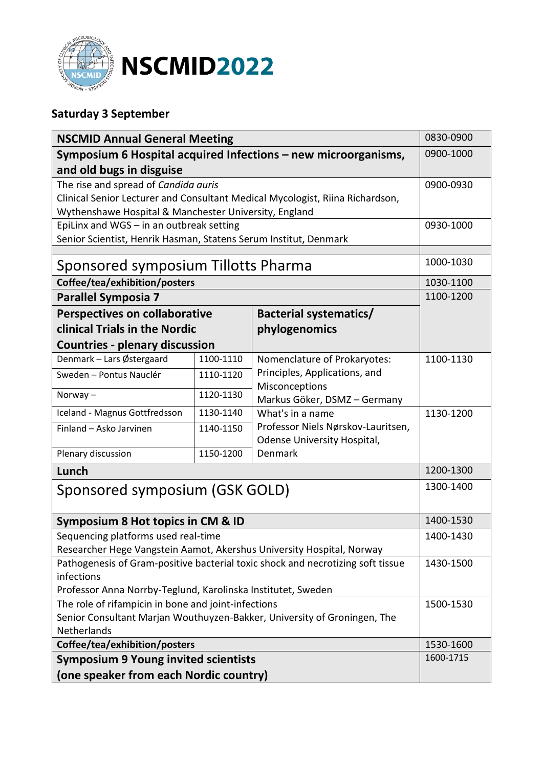# NSCMID2022

## Saturday 3 September

| | | | |
|---|---|---|---|
| **NSCMID Annual General Meeting** | | | 0830-0900 |
| **Symposium 6 Hospital acquired Infections – new microorganisms, and old bugs in disguise** | | | 0900-1000 |
| The rise and spread of *Candida auris*<br>Clinical Senior Lecturer and Consultant Medical Mycologist, Riina Richardson, Wythenshawe Hospital & Manchester University, England | | | 0900-0930 |
| EpiLinx and WGS – in an outbreak setting<br>Senior Scientist, Henrik Hasman, Statens Serum Institut, Denmark | | | 0930-1000 |
| | | | |
| Sponsored symposium Tillotts Pharma | | | 1000-1030 |
| **Coffee/tea/exhibition/posters** | | | 1030-1100 |
| **Parallel Symposia 7** | | | 1100-1200 |
| **Perspectives on collaborative clinical Trials in the Nordic Countries - plenary discussion** | | **Bacterial systematics/ phylogenomics** | |
| Denmark – Lars Østergaard | 1100-1110 | Nomenclature of Prokaryotes: Principles, Applications, and Misconceptions<br>Markus Göker, DSMZ – Germany | 1100-1130 |
| Sweden – Pontus Nauclér | 1110-1120 | | |
| Norway – | 1120-1130 | | |
| Iceland - Magnus Gottfredsson | 1130-1140 | What's in a name<br>Professor Niels Nørskov-Lauritsen, Odense University Hospital, Denmark | 1130-1200 |
| Finland – Asko Jarvinen | 1140-1150 | | |
| Plenary discussion | 1150-1200 | | |
| **Lunch** | | | 1200-1300 |
| Sponsored symposium (GSK GOLD) | | | 1300-1400 |
| **Symposium 8 Hot topics in CM & ID** | | | 1400-1530 |
| Sequencing platforms used real-time<br>Researcher Hege Vangstein Aamot, Akershus University Hospital, Norway | | | 1400-1430 |
| Pathogenesis of Gram-positive bacterial toxic shock and necrotizing soft tissue infections<br>Professor Anna Norrby-Teglund, Karolinska Institutet, Sweden | | | 1430-1500 |
| The role of rifampicin in bone and joint-infections<br>Senior Consultant Marjan Wouthuyzen-Bakker, University of Groningen, The Netherlands | | | 1500-1530 |
| **Coffee/tea/exhibition/posters** | | | 1530-1600 |
| **Symposium 9 Young invited scientists (one speaker from each Nordic country)** | | | 1600-1715 |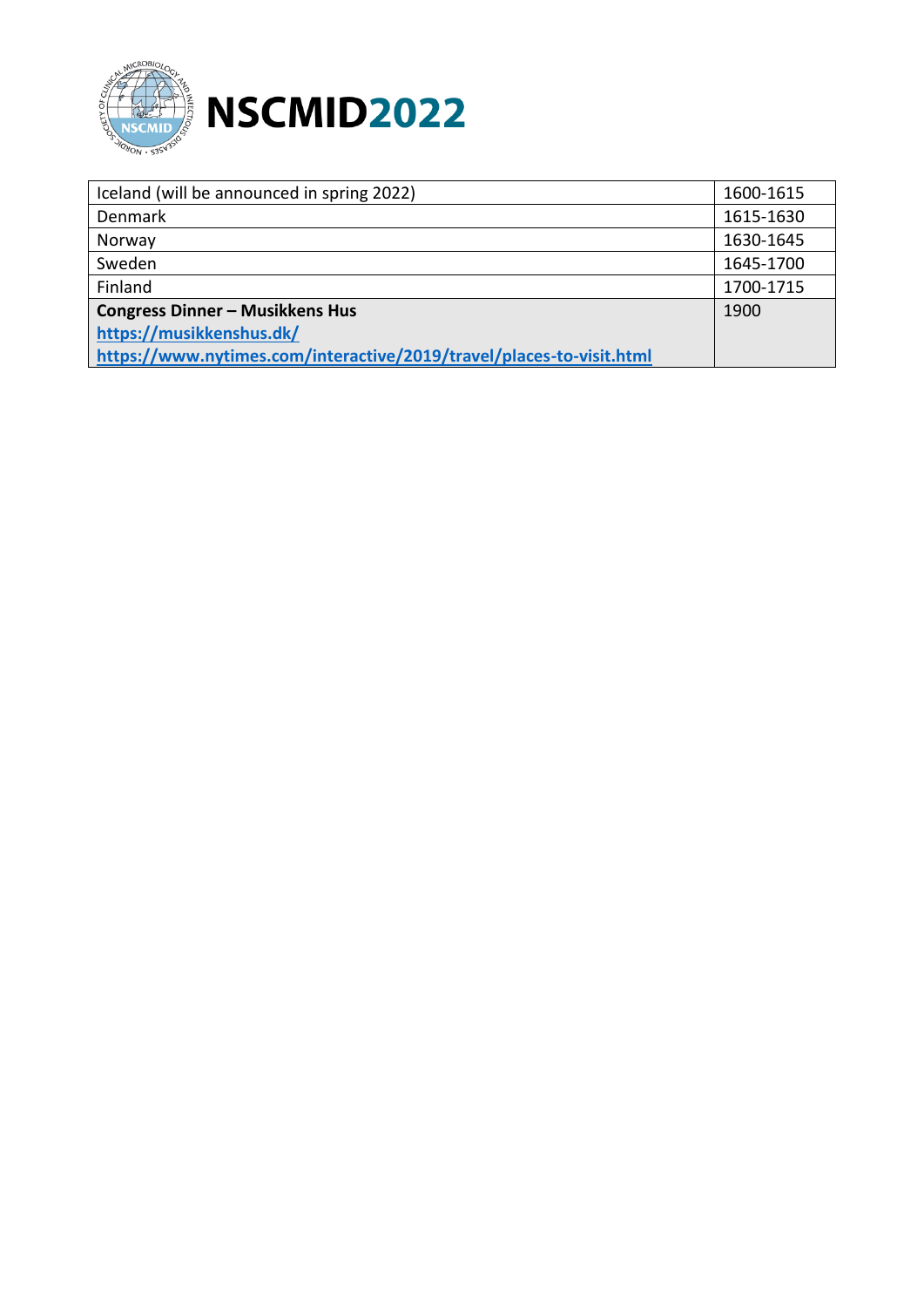| | |
|---|---|
| Iceland (will be announced in spring 2022) | 1600-1615 |
| Denmark | 1615-1630 |
| Norway | 1630-1645 |
| Sweden | 1645-1700 |
| Finland | 1700-1715 |
| **Congress Dinner – Musikkens Hus** <br> **https://musikkenshus.dk/** <br> **https://www.nytimes.com/interactive/2019/travel/places-to-visit.html** | 1900 |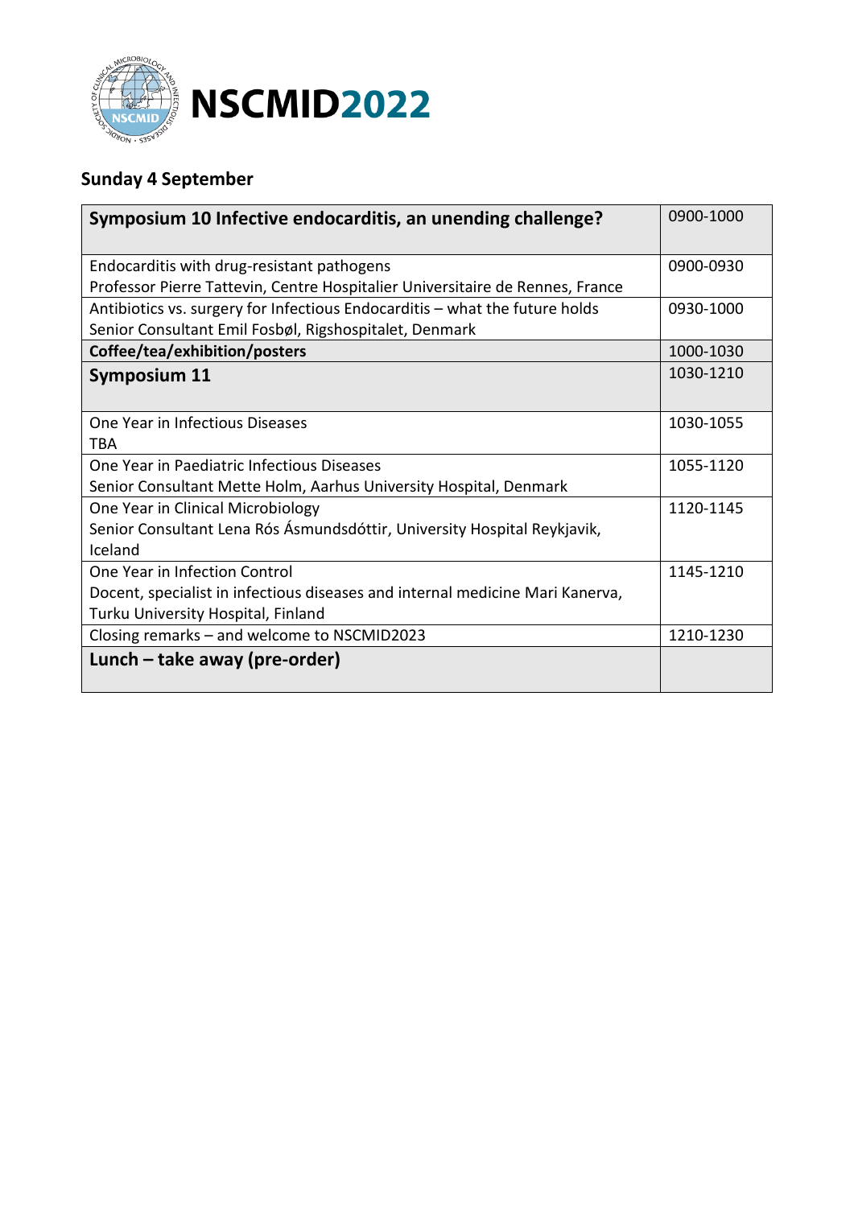# NSCMID2022

## Sunday 4 September

| | |
|---|---|
| **Symposium 10 Infective endocarditis, an unending challenge?** | 0900-1000 |
| Endocarditis with drug-resistant pathogens<br>Professor Pierre Tattevin, Centre Hospitalier Universitaire de Rennes, France | 0900-0930 |
| Antibiotics vs. surgery for Infectious Endocarditis – what the future holds<br>Senior Consultant Emil Fosbøl, Rigshospitalet, Denmark | 0930-1000 |
| **Coffee/tea/exhibition/posters** | 1000-1030 |
| **Symposium 11** | 1030-1210 |
| One Year in Infectious Diseases<br>TBA | 1030-1055 |
| One Year in Paediatric Infectious Diseases<br>Senior Consultant Mette Holm, Aarhus University Hospital, Denmark | 1055-1120 |
| One Year in Clinical Microbiology<br>Senior Consultant Lena Rós Ásmundsdóttir, University Hospital Reykjavik, Iceland | 1120-1145 |
| One Year in Infection Control<br>Docent, specialist in infectious diseases and internal medicine Mari Kanerva, Turku University Hospital, Finland | 1145-1210 |
| Closing remarks – and welcome to NSCMID2023 | 1210-1230 |
| **Lunch – take away (pre-order)** | |